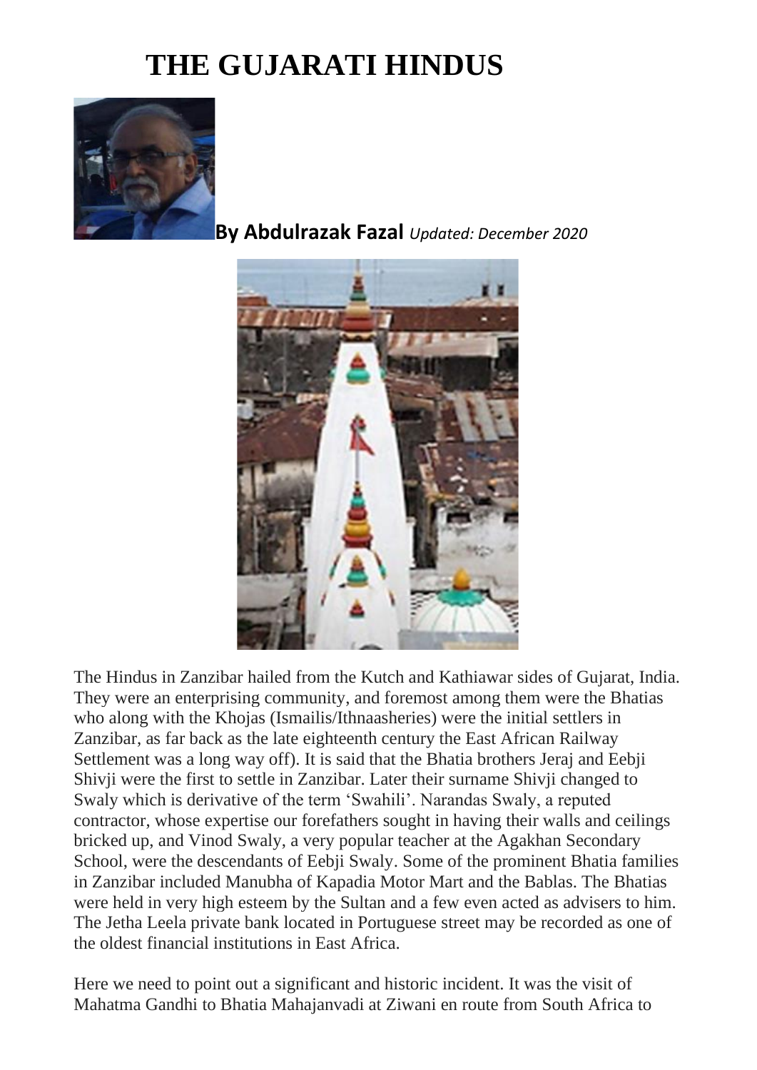# THE GUJARATI HINDUS

**By Abdulrazak Fazal** *Updated: December 2020*

The Hindus in Zanzibar hailed from the Kutch and Kathiawar sides of Gujarat, India. They were an enterprising community, and foremost among them were the Bhatias who along with the Khojas (Ismailis/Ithnaasheries) were the initial settlers in Zanzibar, as far back as the late eighteenth century the East African Railway Settlement was a long way off). It is said that the Bhatia brothers Jeraj and Eebji Shivji were the first to settle in Zanzibar. Later their surname Shivji changed to Swaly which is derivative of the term 'Swahili'. Narandas Swaly, a reputed contractor, whose expertise our forefathers sought in having their walls and ceilings bricked up, and Vinod Swaly, a very popular teacher at the Agakhan Secondary School, were the descendants of Eebji Swaly. Some of the prominent Bhatia families in Zanzibar included Manubha of Kapadia Motor Mart and the Bablas. The Bhatias were held in very high esteem by the Sultan and a few even acted as advisers to him. The Jetha Leela private bank located in Portuguese street may be recorded as one of the oldest financial institutions in East Africa.

Here we need to point out a significant and historic incident. It was the visit of Mahatma Gandhi to Bhatia Mahajanvadi at Ziwani en route from South Africa to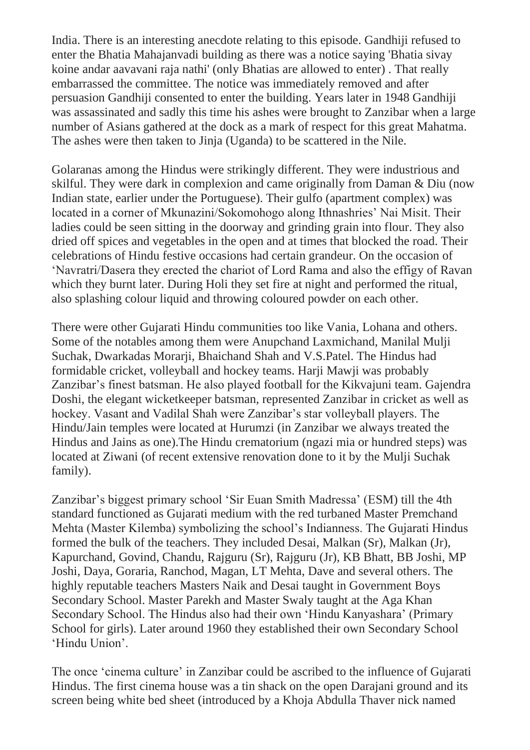India. There is an interesting anecdote relating to this episode. Gandhiji refused to enter the Bhatia Mahajanvadi building as there was a notice saying 'Bhatia sivay koine andar aavavani raja nathi' (only Bhatias are allowed to enter) . That really embarrassed the committee. The notice was immediately removed and after persuasion Gandhiji consented to enter the building. Years later in 1948 Gandhiji was assassinated and sadly this time his ashes were brought to Zanzibar when a large number of Asians gathered at the dock as a mark of respect for this great Mahatma. The ashes were then taken to Jinja (Uganda) to be scattered in the Nile.

Golaranas among the Hindus were strikingly different. They were industrious and skilful. They were dark in complexion and came originally from Daman & Diu (now Indian state, earlier under the Portuguese). Their gulfo (apartment complex) was located in a corner of Mkunazini/Sokomohogo along Ithnashries' Nai Misit. Their ladies could be seen sitting in the doorway and grinding grain into flour. They also dried off spices and vegetables in the open and at times that blocked the road. Their celebrations of Hindu festive occasions had certain grandeur. On the occasion of 'Navratri/Dasera they erected the chariot of Lord Rama and also the effigy of Ravan which they burnt later. During Holi they set fire at night and performed the ritual, also splashing colour liquid and throwing coloured powder on each other.

There were other Gujarati Hindu communities too like Vania, Lohana and others. Some of the notables among them were Anupchand Laxmichand, Manilal Mulji Suchak, Dwarkadas Morarji, Bhaichand Shah and V.S.Patel. The Hindus had formidable cricket, volleyball and hockey teams. Harji Mawji was probably Zanzibar's finest batsman. He also played football for the Kikvajuni team. Gajendra Doshi, the elegant wicketkeeper batsman, represented Zanzibar in cricket as well as hockey. Vasant and Vadilal Shah were Zanzibar's star volleyball players. The Hindu/Jain temples were located at Hurumzi (in Zanzibar we always treated the Hindus and Jains as one).The Hindu crematorium (ngazi mia or hundred steps) was located at Ziwani (of recent extensive renovation done to it by the Mulji Suchak family).

Zanzibar's biggest primary school 'Sir Euan Smith Madressa' (ESM) till the 4th standard functioned as Gujarati medium with the red turbaned Master Premchand Mehta (Master Kilemba) symbolizing the school's Indianness. The Gujarati Hindus formed the bulk of the teachers. They included Desai, Malkan (Sr), Malkan (Jr), Kapurchand, Govind, Chandu, Rajguru (Sr), Rajguru (Jr), KB Bhatt, BB Joshi, MP Joshi, Daya, Goraria, Ranchod, Magan, LT Mehta, Dave and several others. The highly reputable teachers Masters Naik and Desai taught in Government Boys Secondary School. Master Parekh and Master Swaly taught at the Aga Khan Secondary School. The Hindus also had their own 'Hindu Kanyashara' (Primary School for girls). Later around 1960 they established their own Secondary School 'Hindu Union'.

The once 'cinema culture' in Zanzibar could be ascribed to the influence of Gujarati Hindus. The first cinema house was a tin shack on the open Darajani ground and its screen being white bed sheet (introduced by a Khoja Abdulla Thaver nick named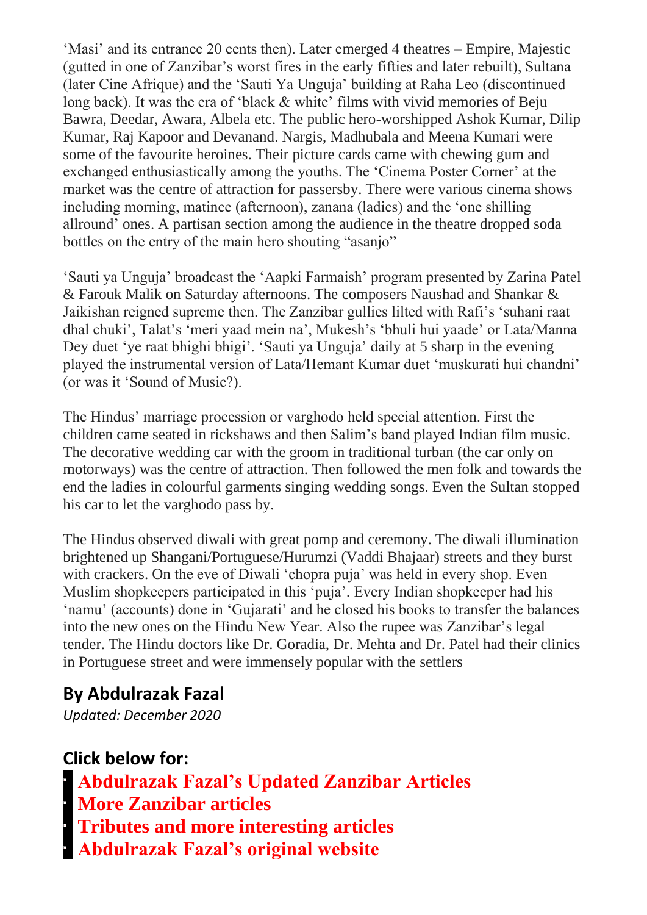'Masi' and its entrance 20 cents then). Later emerged 4 theatres – Empire, Majestic (gutted in one of Zanzibar's worst fires in the early fifties and later rebuilt), Sultana (later Cine Afrique) and the 'Sauti Ya Unguja' building at Raha Leo (discontinued long back). It was the era of 'black & white' films with vivid memories of Beju Bawra, Deedar, Awara, Albela etc. The public hero-worshipped Ashok Kumar, Dilip Kumar, Raj Kapoor and Devanand. Nargis, Madhubala and Meena Kumari were some of the favourite heroines. Their picture cards came with chewing gum and exchanged enthusiastically among the youths. The 'Cinema Poster Corner' at the market was the centre of attraction for passersby. There were various cinema shows including morning, matinee (afternoon), zanana (ladies) and the 'one shilling allround' ones. A partisan section among the audience in the theatre dropped soda bottles on the entry of the main hero shouting "asanjo"

'Sauti ya Unguja' broadcast the 'Aapki Farmaish' program presented by Zarina Patel & Farouk Malik on Saturday afternoons. The composers Naushad and Shankar & Jaikishan reigned supreme then. The Zanzibar gullies lilted with Rafi's 'suhani raat dhal chuki', Talat's 'meri yaad mein na', Mukesh's 'bhuli hui yaade' or Lata/Manna Dey duet 'ye raat bhighi bhigi'. 'Sauti ya Unguja' daily at 5 sharp in the evening played the instrumental version of Lata/Hemant Kumar duet 'muskurati hui chandni' (or was it 'Sound of Music?).

The Hindus' marriage procession or varghodo held special attention. First the children came seated in rickshaws and then Salim's band played Indian film music. The decorative wedding car with the groom in traditional turban (the car only on motorways) was the centre of attraction. Then followed the men folk and towards the end the ladies in colourful garments singing wedding songs. Even the Sultan stopped his car to let the varghodo pass by.

The Hindus observed diwali with great pomp and ceremony. The diwali illumination brightened up Shangani/Portuguese/Hurumzi (Vaddi Bhajaar) streets and they burst with crackers. On the eve of Diwali 'chopra puja' was held in every shop. Even Muslim shopkeepers participated in this 'puja'. Every Indian shopkeeper had his 'namu' (accounts) done in 'Gujarati' and he closed his books to transfer the balances into the new ones on the Hindu New Year. Also the rupee was Zanzibar's legal tender. The Hindu doctors like Dr. Goradia, Dr. Mehta and Dr. Patel had their clinics in Portuguese street and were immensely popular with the settlers

## By Abdulrazak Fazal

*Updated: December 2020*

## Click below for:

- **Abdulrazak Fazal's Updated Zanzibar Articles**
- **More Zanzibar articles**
- **Tributes and more interesting articles**
- **Abdulrazak Fazal's original website**